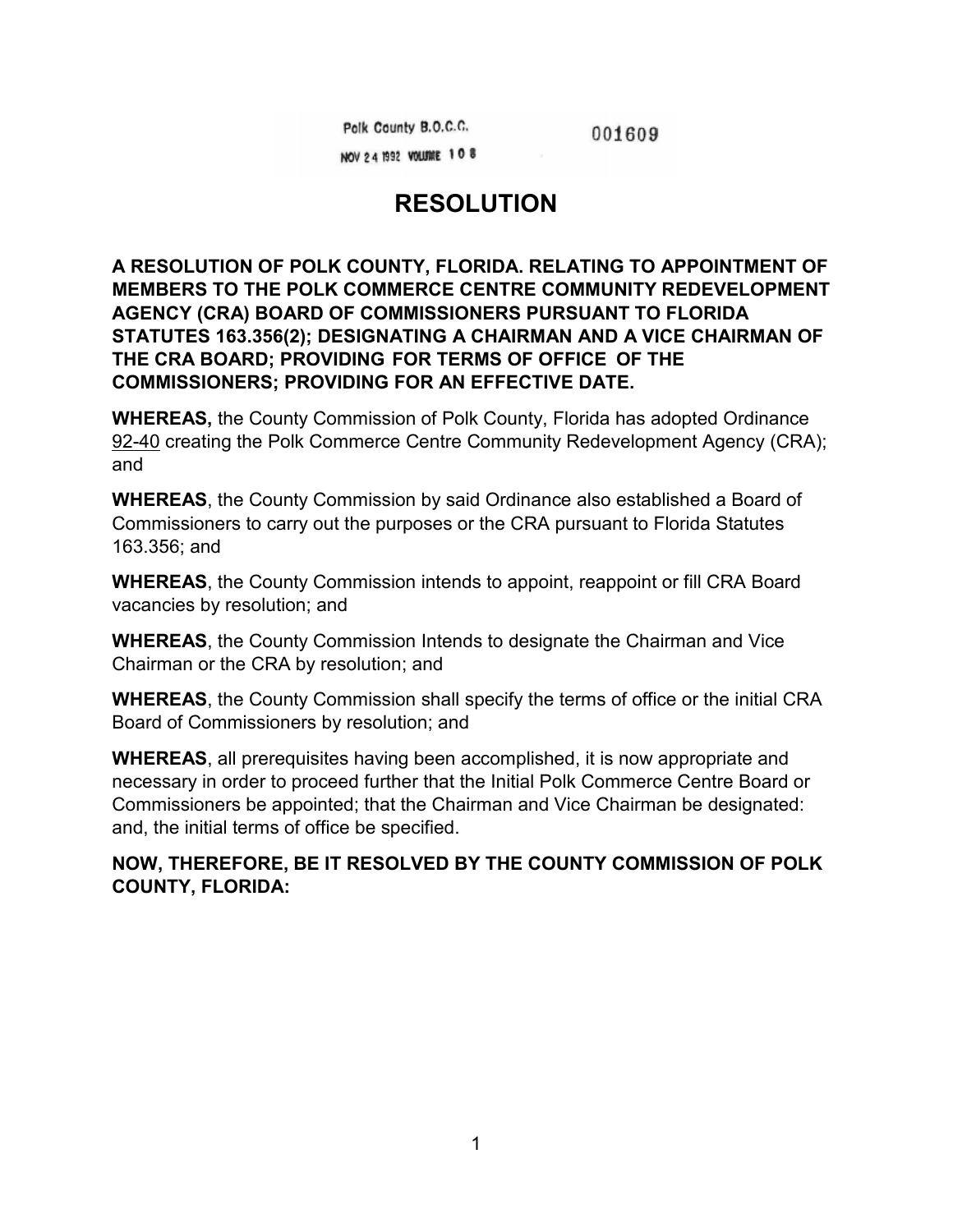Polk County B.O.C.C.

NOV 24 1992 VOLUME 108

001609

# RESOLUTION

**A RESOLUTION OF POLK COUNTY, FLORIDA. RELATING TO APPOINTMENT OF MEMBERS TO THE POLK COMMERCE CENTRE COMMUNITY REDEVELOPMENT AGENCY (CRA) BOARD OF COMMISSIONERS PURSUANT TO FLORIDA STATUTES 163.356(2); DESIGNATING A CHAIRMAN AND A VICE CHAIRMAN OF THE CRA BOARD; PROVIDING FOR TERMS OF OFFICE OF THE COMMISSIONERS; PROVIDING FOR AN EFFECTIVE DATE.**

**WHEREAS,** the County Commission of Polk County, Florida has adopted Ordinance 92-40 creating the Polk Commerce Centre Community Redevelopment Agency (CRA); and

**WHEREAS**, the County Commission by said Ordinance also established a Board of Commissioners to carry out the purposes or the CRA pursuant to Florida Statutes 163.356; and

**WHEREAS**, the County Commission intends to appoint, reappoint or fill CRA Board vacancies by resolution; and

**WHEREAS**, the County Commission Intends to designate the Chairman and Vice Chairman or the CRA by resolution; and

**WHEREAS**, the County Commission shall specify the terms of office or the initial CRA Board of Commissioners by resolution; and

**WHEREAS**, all prerequisites having been accomplished, it is now appropriate and necessary in order to proceed further that the Initial Polk Commerce Centre Board or Commissioners be appointed; that the Chairman and Vice Chairman be designated: and, the initial terms of office be specified.

**NOW, THEREFORE, BE IT RESOLVED BY THE COUNTY COMMISSION OF POLK COUNTY, FLORIDA:**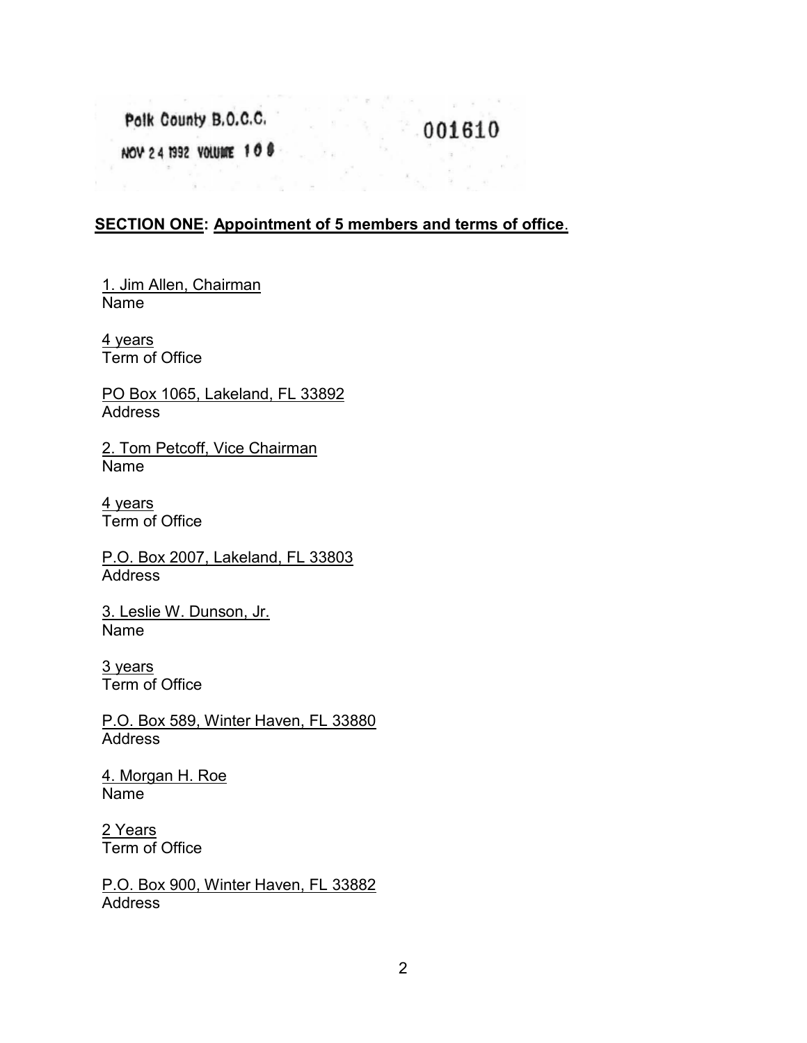Polk County B.O.C.C.
NOV 24 1992 VOLUME 108

001610

**SECTION ONE: Appointment of 5 members and terms of office**.

1. Jim Allen, Chairman
Name

4 years
Term of Office

PO Box 1065, Lakeland, FL 33892
Address

2. Tom Petcoff, Vice Chairman
Name

4 years
Term of Office

P.O. Box 2007, Lakeland, FL 33803
Address

3. Leslie W. Dunson, Jr.
Name

3 years
Term of Office

P.O. Box 589, Winter Haven, FL 33880
Address

4. Morgan H. Roe
Name

2 Years
Term of Office

P.O. Box 900, Winter Haven, FL 33882
Address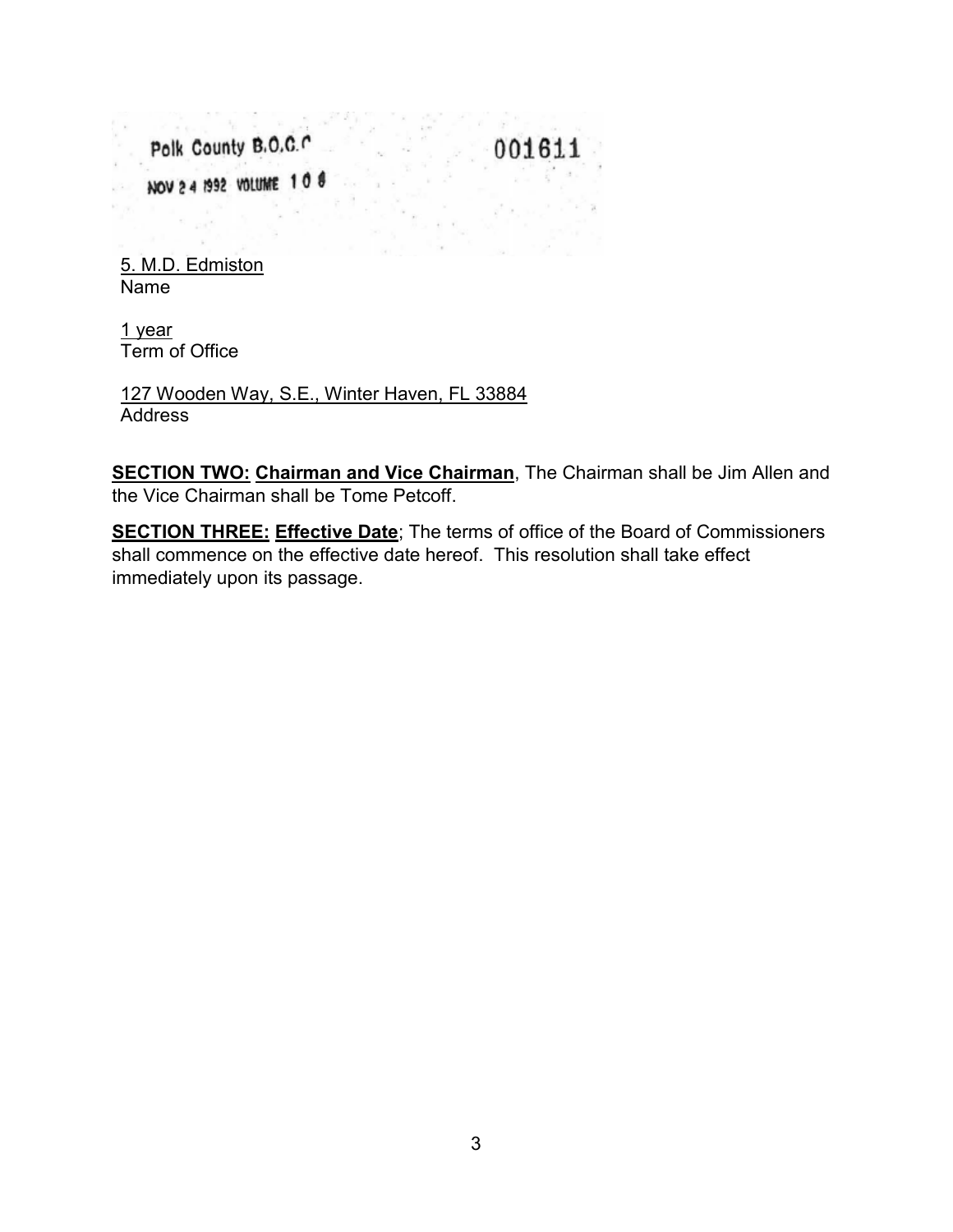Polk County B.O.C.C

001611

NOV 24 1992 VOLUME 108

5. M.D. Edmiston
Name

1 year
Term of Office

127 Wooden Way, S.E., Winter Haven, FL 33884
Address

**SECTION TWO: Chairman and Vice Chairman**, The Chairman shall be Jim Allen and the Vice Chairman shall be Tome Petcoff.

**SECTION THREE: Effective Date**; The terms of office of the Board of Commissioners shall commence on the effective date hereof. This resolution shall take effect immediately upon its passage.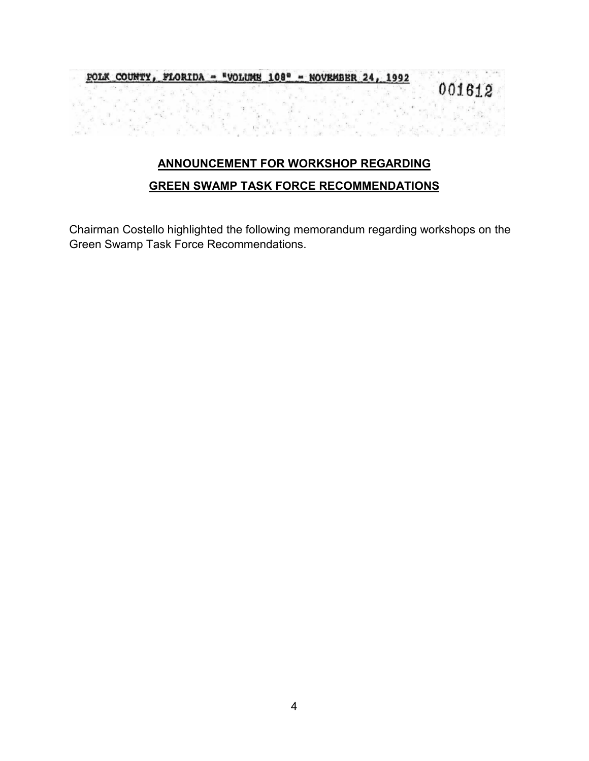## ANNOUNCEMENT FOR WORKSHOP REGARDING GREEN SWAMP TASK FORCE RECOMMENDATIONS

Chairman Costello highlighted the following memorandum regarding workshops on the Green Swamp Task Force Recommendations.